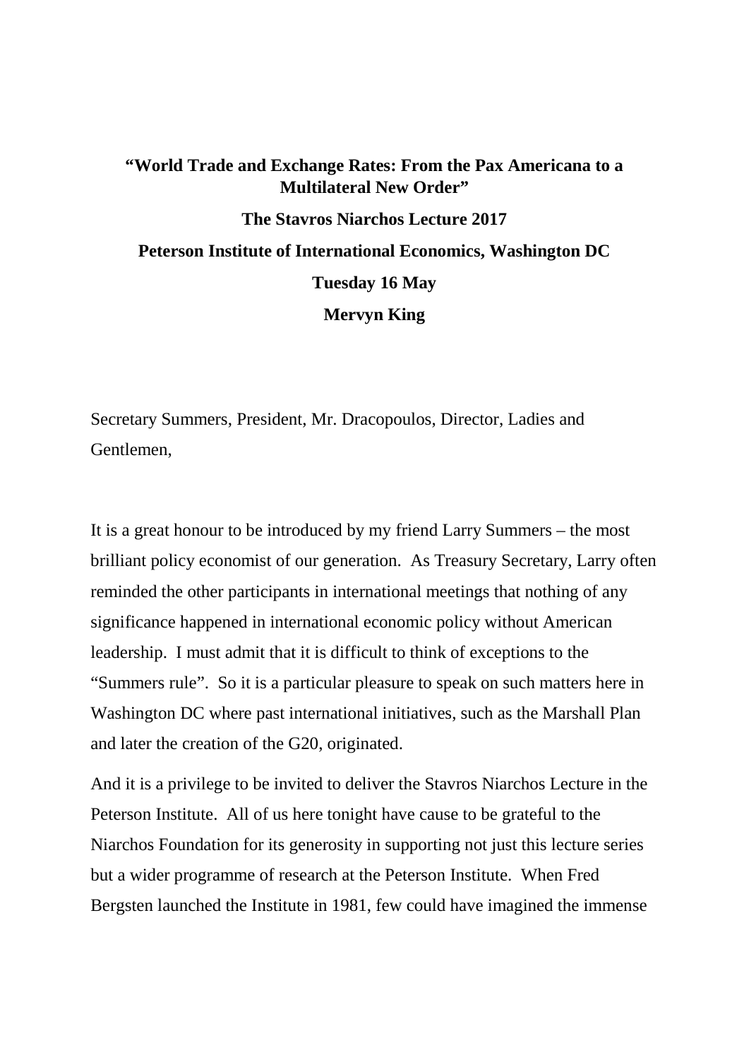**“World Trade and Exchange Rates: From the Pax Americana to a Multilateral New Order”**

**The Stavros Niarchos Lecture 2017**

**Peterson Institute of International Economics, Washington DC**

**Tuesday 16 May**

**Mervyn King**

Secretary Summers, President, Mr. Dracopoulos, Director, Ladies and Gentlemen,

It is a great honour to be introduced by my friend Larry Summers – the most brilliant policy economist of our generation. As Treasury Secretary, Larry often reminded the other participants in international meetings that nothing of any significance happened in international economic policy without American leadership. I must admit that it is difficult to think of exceptions to the “Summers rule”. So it is a particular pleasure to speak on such matters here in Washington DC where past international initiatives, such as the Marshall Plan and later the creation of the G20, originated.

And it is a privilege to be invited to deliver the Stavros Niarchos Lecture in the Peterson Institute. All of us here tonight have cause to be grateful to the Niarchos Foundation for its generosity in supporting not just this lecture series but a wider programme of research at the Peterson Institute. When Fred Bergsten launched the Institute in 1981, few could have imagined the immense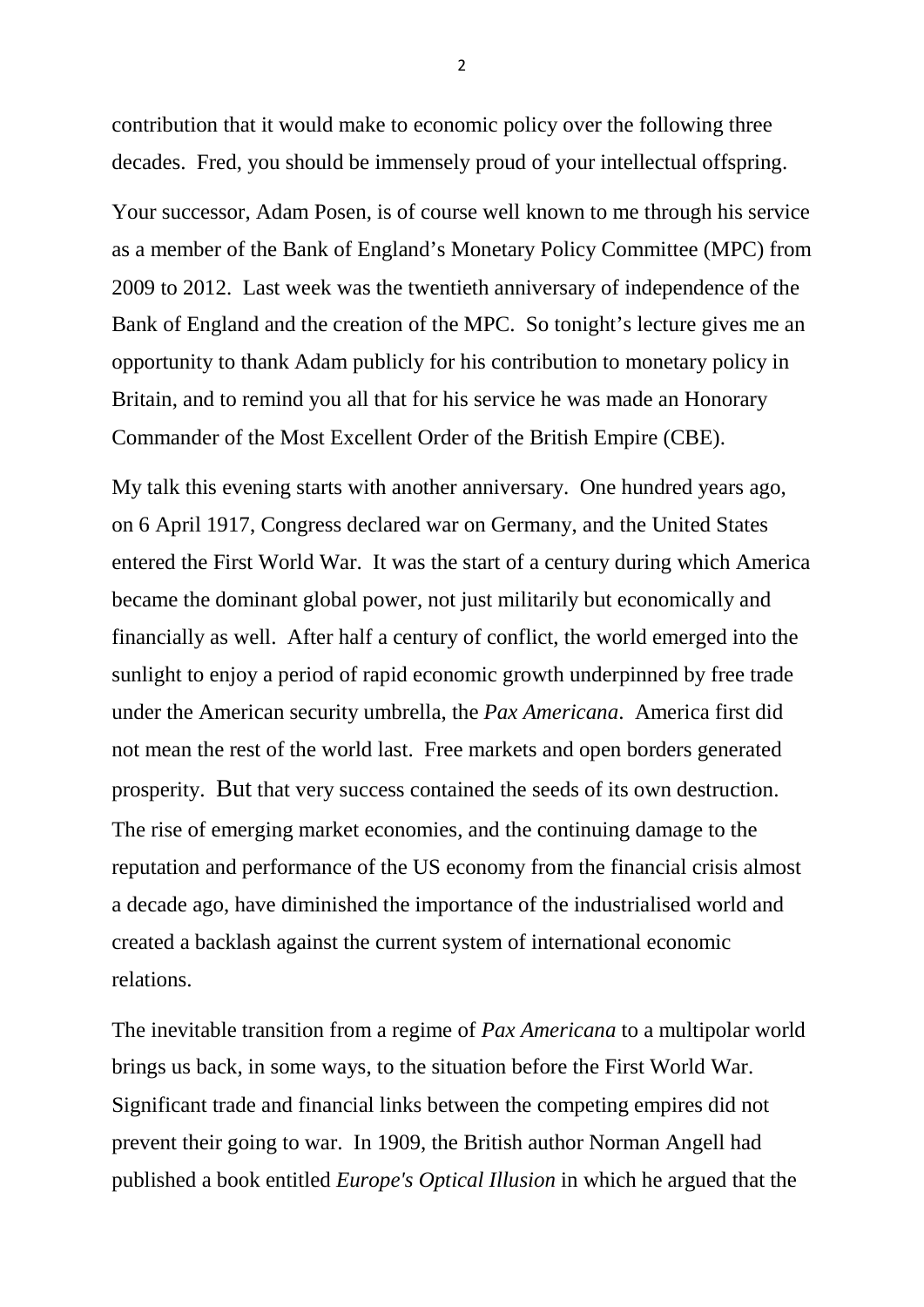contribution that it would make to economic policy over the following three decades. Fred, you should be immensely proud of your intellectual offspring.

Your successor, Adam Posen, is of course well known to me through his service as a member of the Bank of England's Monetary Policy Committee (MPC) from 2009 to 2012. Last week was the twentieth anniversary of independence of the Bank of England and the creation of the MPC. So tonight's lecture gives me an opportunity to thank Adam publicly for his contribution to monetary policy in Britain, and to remind you all that for his service he was made an Honorary Commander of the Most Excellent Order of the British Empire (CBE).

My talk this evening starts with another anniversary. One hundred years ago, on 6 April 1917, Congress declared war on Germany, and the United States entered the First World War. It was the start of a century during which America became the dominant global power, not just militarily but economically and financially as well. After half a century of conflict, the world emerged into the sunlight to enjoy a period of rapid economic growth underpinned by free trade under the American security umbrella, the *Pax Americana*. America first did not mean the rest of the world last. Free markets and open borders generated prosperity. But that very success contained the seeds of its own destruction. The rise of emerging market economies, and the continuing damage to the reputation and performance of the US economy from the financial crisis almost a decade ago, have diminished the importance of the industrialised world and created a backlash against the current system of international economic relations.

The inevitable transition from a regime of *Pax Americana* to a multipolar world brings us back, in some ways, to the situation before the First World War. Significant trade and financial links between the competing empires did not prevent their going to war. In 1909, the British author Norman Angell had published a book entitled *Europe's Optical Illusion* in which he argued that the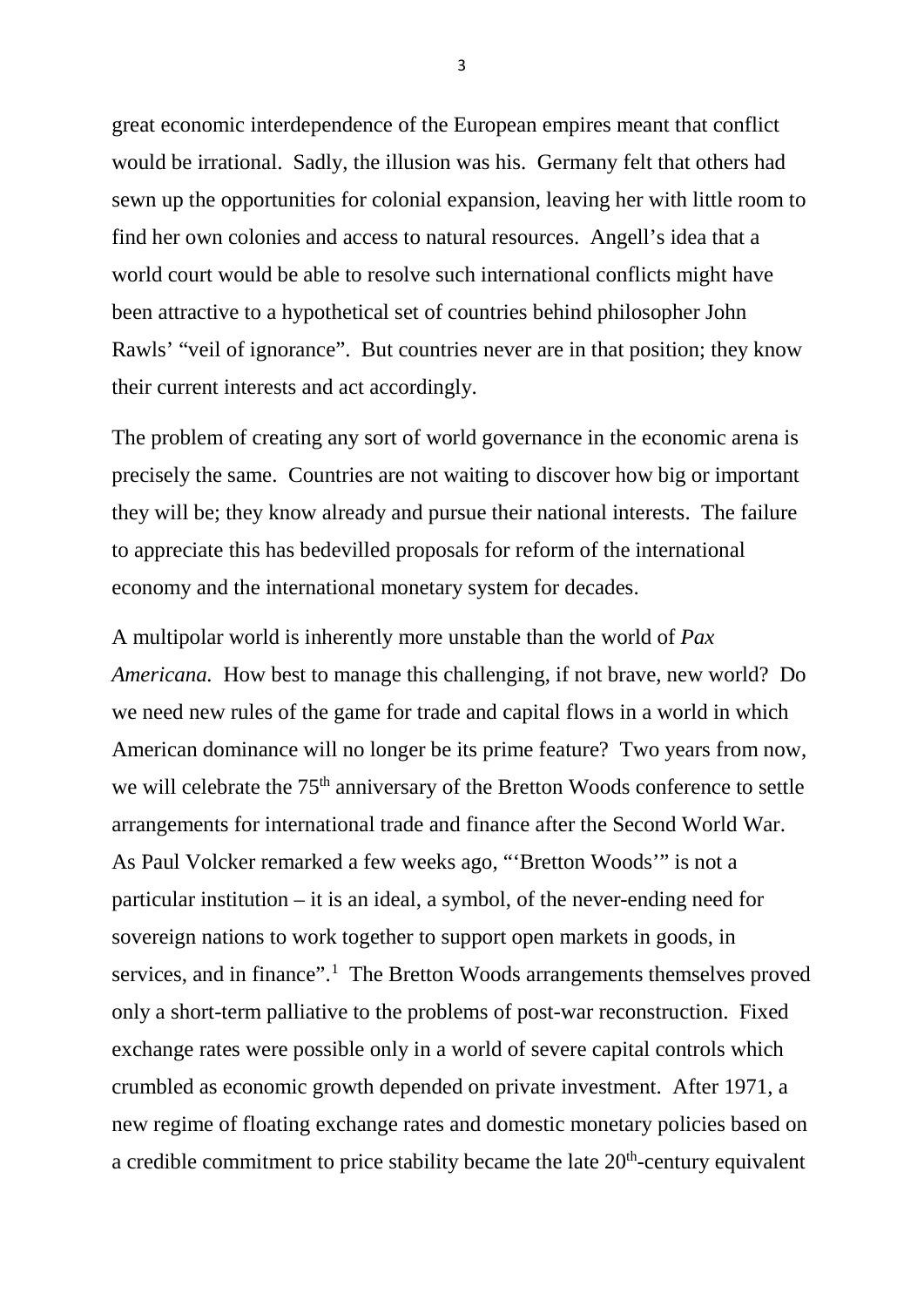great economic interdependence of the European empires meant that conflict would be irrational. Sadly, the illusion was his. Germany felt that others had sewn up the opportunities for colonial expansion, leaving her with little room to find her own colonies and access to natural resources. Angell's idea that a world court would be able to resolve such international conflicts might have been attractive to a hypothetical set of countries behind philosopher John Rawls' "veil of ignorance". But countries never are in that position; they know their current interests and act accordingly.

The problem of creating any sort of world governance in the economic arena is precisely the same. Countries are not waiting to discover how big or important they will be; they know already and pursue their national interests. The failure to appreciate this has bedevilled proposals for reform of the international economy and the international monetary system for decades.

A multipolar world is inherently more unstable than the world of *Pax Americana.* How best to manage this challenging, if not brave, new world? Do we need new rules of the game for trade and capital flows in a world in which American dominance will no longer be its prime feature? Two years from now, we will celebrate the 75th anniversary of the Bretton Woods conference to settle arrangements for international trade and finance after the Second World War. As Paul Volcker remarked a few weeks ago, "'Bretton Woods'" is not a particular institution – it is an ideal, a symbol, of the never-ending need for sovereign nations to work together to support open markets in goods, in services, and in finance".[1] The Bretton Woods arrangements themselves proved only a short-term palliative to the problems of post-war reconstruction. Fixed exchange rates were possible only in a world of severe capital controls which crumbled as economic growth depended on private investment. After 1971, a new regime of floating exchange rates and domestic monetary policies based on a credible commitment to price stability became the late 20th-century equivalent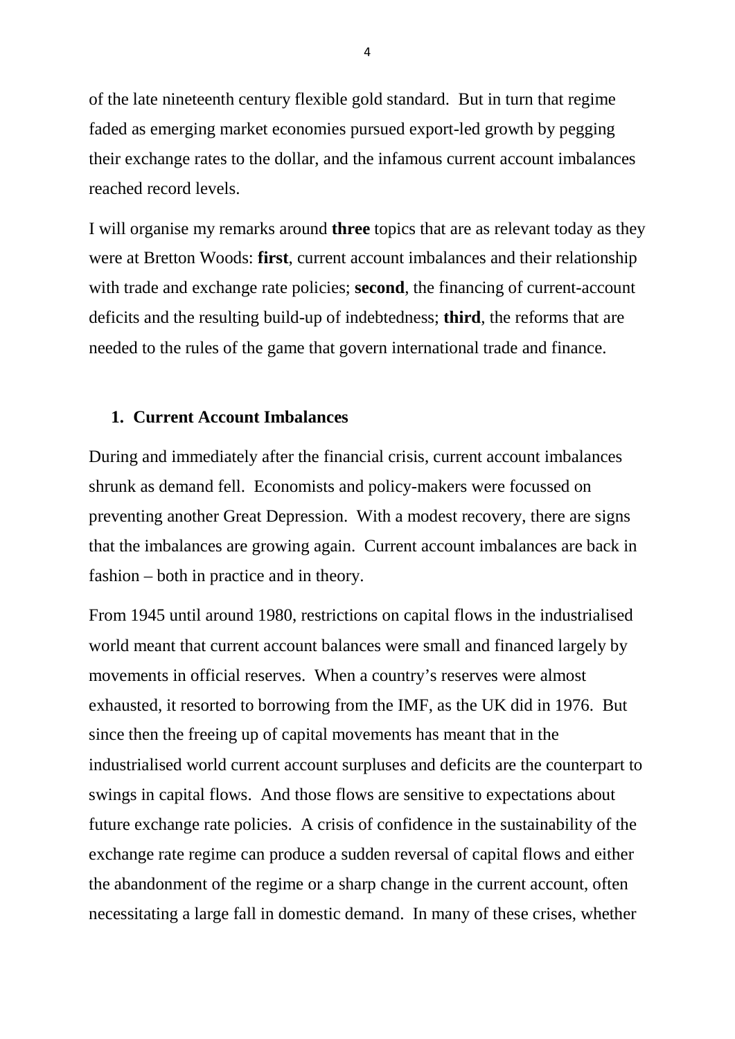of the late nineteenth century flexible gold standard. But in turn that regime faded as emerging market economies pursued export-led growth by pegging their exchange rates to the dollar, and the infamous current account imbalances reached record levels.

I will organise my remarks around **three** topics that are as relevant today as they were at Bretton Woods: **first**, current account imbalances and their relationship with trade and exchange rate policies; **second**, the financing of current-account deficits and the resulting build-up of indebtedness; **third**, the reforms that are needed to the rules of the game that govern international trade and finance.

## 1. Current Account Imbalances

During and immediately after the financial crisis, current account imbalances shrunk as demand fell. Economists and policy-makers were focussed on preventing another Great Depression. With a modest recovery, there are signs that the imbalances are growing again. Current account imbalances are back in fashion – both in practice and in theory.

From 1945 until around 1980, restrictions on capital flows in the industrialised world meant that current account balances were small and financed largely by movements in official reserves. When a country's reserves were almost exhausted, it resorted to borrowing from the IMF, as the UK did in 1976. But since then the freeing up of capital movements has meant that in the industrialised world current account surpluses and deficits are the counterpart to swings in capital flows. And those flows are sensitive to expectations about future exchange rate policies. A crisis of confidence in the sustainability of the exchange rate regime can produce a sudden reversal of capital flows and either the abandonment of the regime or a sharp change in the current account, often necessitating a large fall in domestic demand. In many of these crises, whether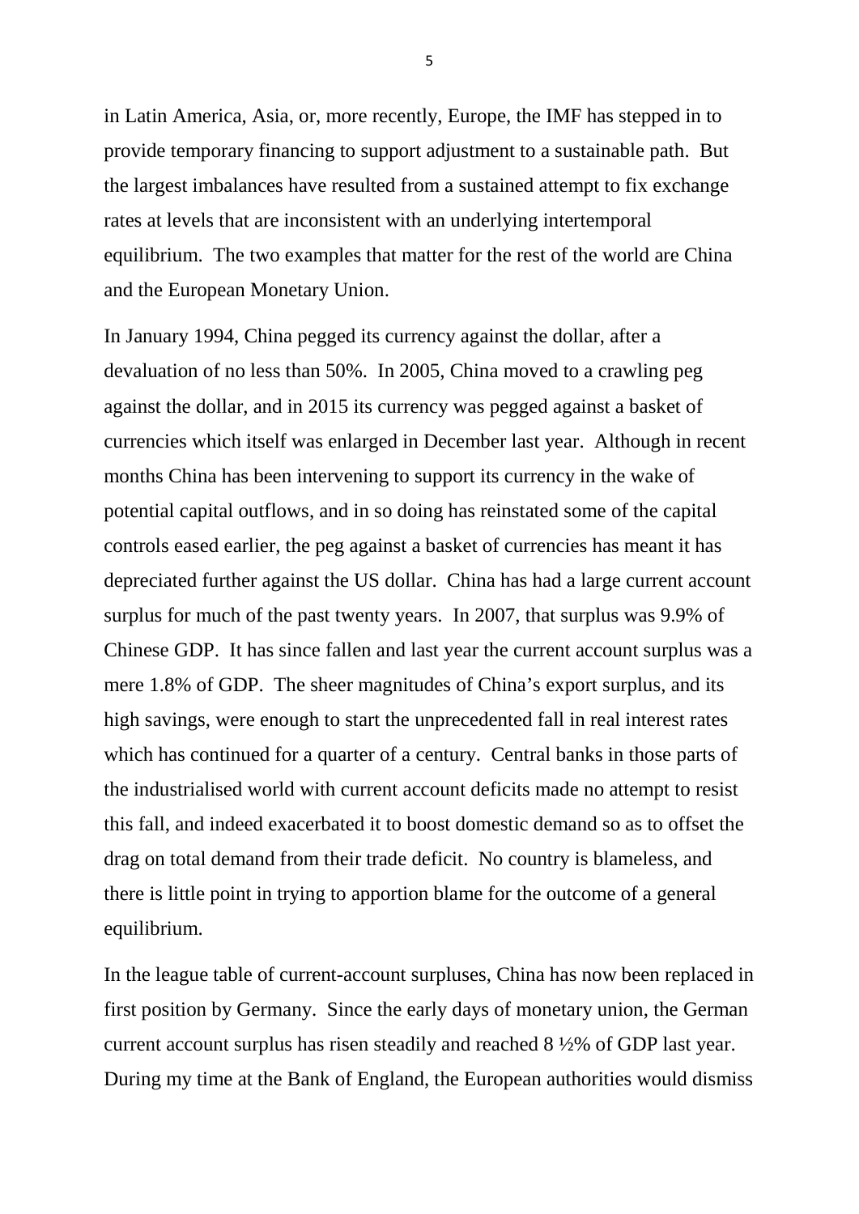in Latin America, Asia, or, more recently, Europe, the IMF has stepped in to provide temporary financing to support adjustment to a sustainable path. But the largest imbalances have resulted from a sustained attempt to fix exchange rates at levels that are inconsistent with an underlying intertemporal equilibrium. The two examples that matter for the rest of the world are China and the European Monetary Union.

In January 1994, China pegged its currency against the dollar, after a devaluation of no less than 50%. In 2005, China moved to a crawling peg against the dollar, and in 2015 its currency was pegged against a basket of currencies which itself was enlarged in December last year. Although in recent months China has been intervening to support its currency in the wake of potential capital outflows, and in so doing has reinstated some of the capital controls eased earlier, the peg against a basket of currencies has meant it has depreciated further against the US dollar. China has had a large current account surplus for much of the past twenty years. In 2007, that surplus was 9.9% of Chinese GDP. It has since fallen and last year the current account surplus was a mere 1.8% of GDP. The sheer magnitudes of China's export surplus, and its high savings, were enough to start the unprecedented fall in real interest rates which has continued for a quarter of a century. Central banks in those parts of the industrialised world with current account deficits made no attempt to resist this fall, and indeed exacerbated it to boost domestic demand so as to offset the drag on total demand from their trade deficit. No country is blameless, and there is little point in trying to apportion blame for the outcome of a general equilibrium.

In the league table of current-account surpluses, China has now been replaced in first position by Germany. Since the early days of monetary union, the German current account surplus has risen steadily and reached 8 ½% of GDP last year. During my time at the Bank of England, the European authorities would dismiss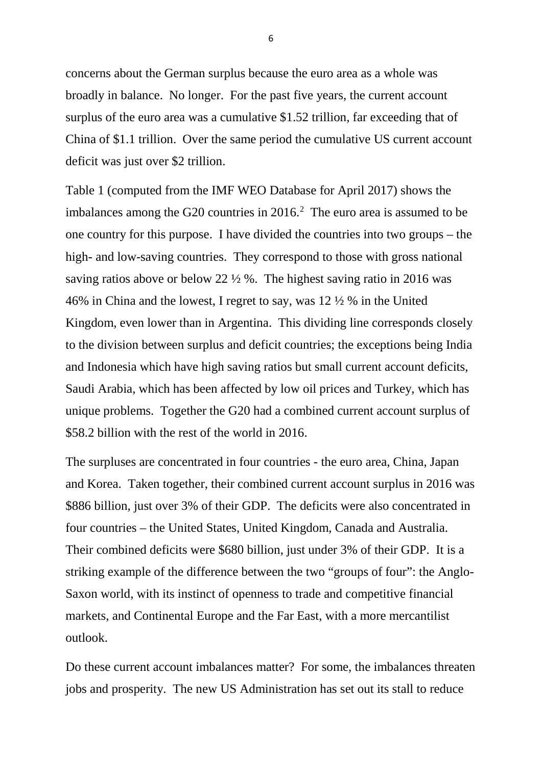concerns about the German surplus because the euro area as a whole was broadly in balance. No longer. For the past five years, the current account surplus of the euro area was a cumulative \$1.52 trillion, far exceeding that of China of \$1.1 trillion. Over the same period the cumulative US current account deficit was just over \$2 trillion.

Table 1 (computed from the IMF WEO Database for April 2017) shows the imbalances among the G20 countries in 2016.[2] The euro area is assumed to be one country for this purpose. I have divided the countries into two groups – the high- and low-saving countries. They correspond to those with gross national saving ratios above or below 22 ½ %. The highest saving ratio in 2016 was 46% in China and the lowest, I regret to say, was 12 ½ % in the United Kingdom, even lower than in Argentina. This dividing line corresponds closely to the division between surplus and deficit countries; the exceptions being India and Indonesia which have high saving ratios but small current account deficits, Saudi Arabia, which has been affected by low oil prices and Turkey, which has unique problems. Together the G20 had a combined current account surplus of \$58.2 billion with the rest of the world in 2016.

The surpluses are concentrated in four countries - the euro area, China, Japan and Korea. Taken together, their combined current account surplus in 2016 was \$886 billion, just over 3% of their GDP. The deficits were also concentrated in four countries – the United States, United Kingdom, Canada and Australia. Their combined deficits were \$680 billion, just under 3% of their GDP. It is a striking example of the difference between the two "groups of four": the Anglo-Saxon world, with its instinct of openness to trade and competitive financial markets, and Continental Europe and the Far East, with a more mercantilist outlook.

Do these current account imbalances matter? For some, the imbalances threaten jobs and prosperity. The new US Administration has set out its stall to reduce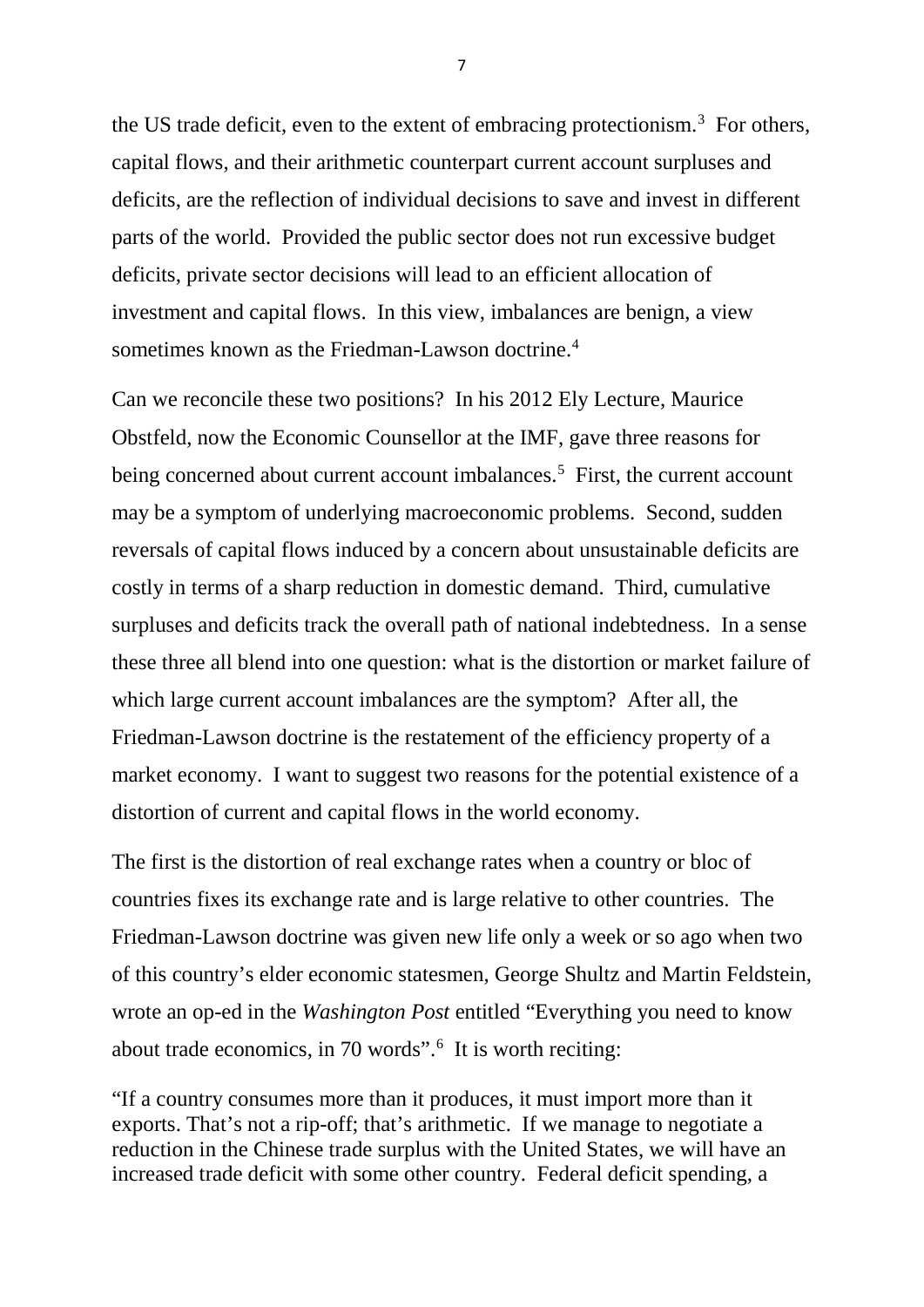the US trade deficit, even to the extent of embracing protectionism.[3] For others, capital flows, and their arithmetic counterpart current account surpluses and deficits, are the reflection of individual decisions to save and invest in different parts of the world. Provided the public sector does not run excessive budget deficits, private sector decisions will lead to an efficient allocation of investment and capital flows. In this view, imbalances are benign, a view sometimes known as the Friedman-Lawson doctrine.[4]

Can we reconcile these two positions? In his 2012 Ely Lecture, Maurice Obstfeld, now the Economic Counsellor at the IMF, gave three reasons for being concerned about current account imbalances.[5] First, the current account may be a symptom of underlying macroeconomic problems. Second, sudden reversals of capital flows induced by a concern about unsustainable deficits are costly in terms of a sharp reduction in domestic demand. Third, cumulative surpluses and deficits track the overall path of national indebtedness. In a sense these three all blend into one question: what is the distortion or market failure of which large current account imbalances are the symptom? After all, the Friedman-Lawson doctrine is the restatement of the efficiency property of a market economy. I want to suggest two reasons for the potential existence of a distortion of current and capital flows in the world economy.

The first is the distortion of real exchange rates when a country or bloc of countries fixes its exchange rate and is large relative to other countries. The Friedman-Lawson doctrine was given new life only a week or so ago when two of this country's elder economic statesmen, George Shultz and Martin Feldstein, wrote an op-ed in the *Washington Post* entitled "Everything you need to know about trade economics, in 70 words".[6] It is worth reciting:

"If a country consumes more than it produces, it must import more than it exports. That's not a rip-off; that's arithmetic. If we manage to negotiate a reduction in the Chinese trade surplus with the United States, we will have an increased trade deficit with some other country. Federal deficit spending, a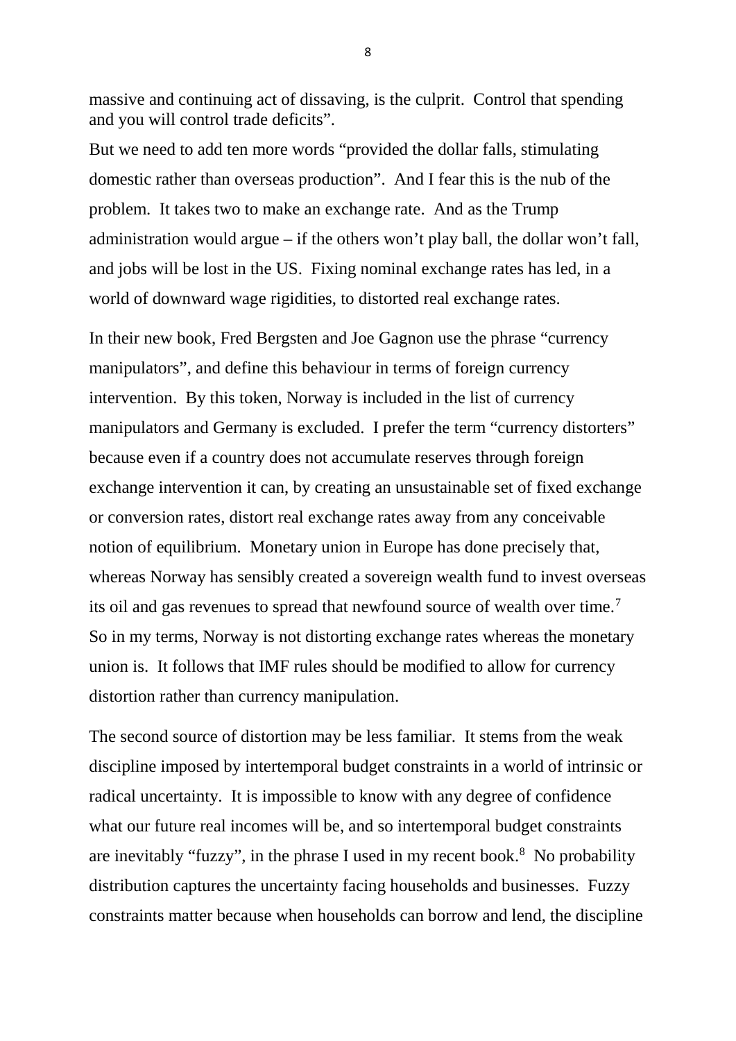massive and continuing act of dissaving, is the culprit. Control that spending and you will control trade deficits".

But we need to add ten more words "provided the dollar falls, stimulating domestic rather than overseas production". And I fear this is the nub of the problem. It takes two to make an exchange rate. And as the Trump administration would argue – if the others won't play ball, the dollar won't fall, and jobs will be lost in the US. Fixing nominal exchange rates has led, in a world of downward wage rigidities, to distorted real exchange rates.

In their new book, Fred Bergsten and Joe Gagnon use the phrase "currency manipulators", and define this behaviour in terms of foreign currency intervention. By this token, Norway is included in the list of currency manipulators and Germany is excluded. I prefer the term "currency distorters" because even if a country does not accumulate reserves through foreign exchange intervention it can, by creating an unsustainable set of fixed exchange or conversion rates, distort real exchange rates away from any conceivable notion of equilibrium. Monetary union in Europe has done precisely that, whereas Norway has sensibly created a sovereign wealth fund to invest overseas its oil and gas revenues to spread that newfound source of wealth over time.[7] So in my terms, Norway is not distorting exchange rates whereas the monetary union is. It follows that IMF rules should be modified to allow for currency distortion rather than currency manipulation.

The second source of distortion may be less familiar. It stems from the weak discipline imposed by intertemporal budget constraints in a world of intrinsic or radical uncertainty. It is impossible to know with any degree of confidence what our future real incomes will be, and so intertemporal budget constraints are inevitably "fuzzy", in the phrase I used in my recent book.[8] No probability distribution captures the uncertainty facing households and businesses. Fuzzy constraints matter because when households can borrow and lend, the discipline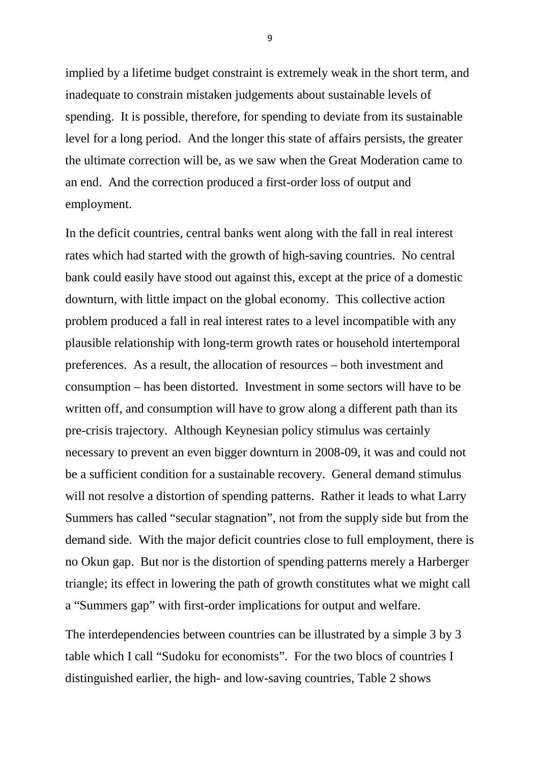implied by a lifetime budget constraint is extremely weak in the short term, and inadequate to constrain mistaken judgements about sustainable levels of spending. It is possible, therefore, for spending to deviate from its sustainable level for a long period. And the longer this state of affairs persists, the greater the ultimate correction will be, as we saw when the Great Moderation came to an end. And the correction produced a first-order loss of output and employment.

In the deficit countries, central banks went along with the fall in real interest rates which had started with the growth of high-saving countries. No central bank could easily have stood out against this, except at the price of a domestic downturn, with little impact on the global economy. This collective action problem produced a fall in real interest rates to a level incompatible with any plausible relationship with long-term growth rates or household intertemporal preferences. As a result, the allocation of resources – both investment and consumption – has been distorted. Investment in some sectors will have to be written off, and consumption will have to grow along a different path than its pre-crisis trajectory. Although Keynesian policy stimulus was certainly necessary to prevent an even bigger downturn in 2008-09, it was and could not be a sufficient condition for a sustainable recovery. General demand stimulus will not resolve a distortion of spending patterns. Rather it leads to what Larry Summers has called "secular stagnation", not from the supply side but from the demand side. With the major deficit countries close to full employment, there is no Okun gap. But nor is the distortion of spending patterns merely a Harberger triangle; its effect in lowering the path of growth constitutes what we might call a "Summers gap" with first-order implications for output and welfare.

The interdependencies between countries can be illustrated by a simple 3 by 3 table which I call "Sudoku for economists". For the two blocs of countries I distinguished earlier, the high- and low-saving countries, Table 2 shows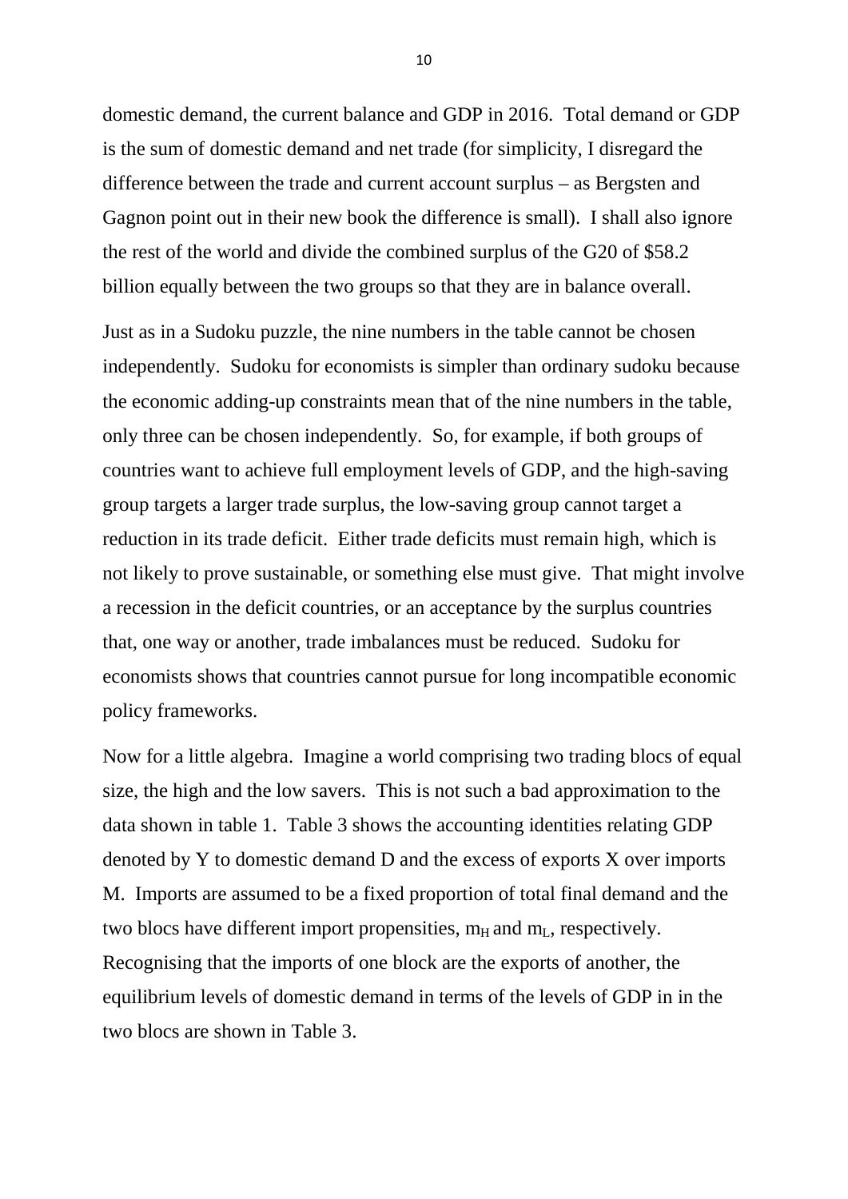domestic demand, the current balance and GDP in 2016. Total demand or GDP is the sum of domestic demand and net trade (for simplicity, I disregard the difference between the trade and current account surplus – as Bergsten and Gagnon point out in their new book the difference is small). I shall also ignore the rest of the world and divide the combined surplus of the G20 of $58.2 billion equally between the two groups so that they are in balance overall.

Just as in a Sudoku puzzle, the nine numbers in the table cannot be chosen independently. Sudoku for economists is simpler than ordinary sudoku because the economic adding-up constraints mean that of the nine numbers in the table, only three can be chosen independently. So, for example, if both groups of countries want to achieve full employment levels of GDP, and the high-saving group targets a larger trade surplus, the low-saving group cannot target a reduction in its trade deficit. Either trade deficits must remain high, which is not likely to prove sustainable, or something else must give. That might involve a recession in the deficit countries, or an acceptance by the surplus countries that, one way or another, trade imbalances must be reduced. Sudoku for economists shows that countries cannot pursue for long incompatible economic policy frameworks.

Now for a little algebra. Imagine a world comprising two trading blocs of equal size, the high and the low savers. This is not such a bad approximation to the data shown in table 1. Table 3 shows the accounting identities relating GDP denoted by Y to domestic demand D and the excess of exports X over imports M. Imports are assumed to be a fixed proportion of total final demand and the two blocs have different import propensities, $m_H$ and $m_L$, respectively. Recognising that the imports of one block are the exports of another, the equilibrium levels of domestic demand in terms of the levels of GDP in in the two blocs are shown in Table 3.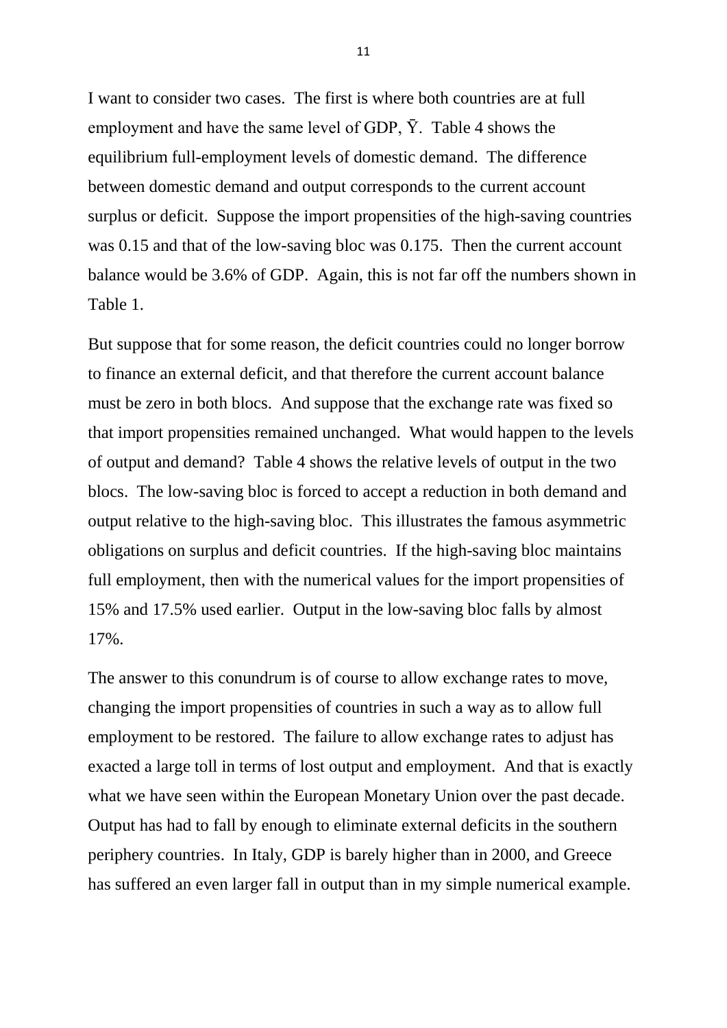I want to consider two cases. The first is where both countries are at full employment and have the same level of GDP, $\bar{Y}$. Table 4 shows the equilibrium full-employment levels of domestic demand. The difference between domestic demand and output corresponds to the current account surplus or deficit. Suppose the import propensities of the high-saving countries was 0.15 and that of the low-saving bloc was 0.175. Then the current account balance would be 3.6% of GDP. Again, this is not far off the numbers shown in Table 1.

But suppose that for some reason, the deficit countries could no longer borrow to finance an external deficit, and that therefore the current account balance must be zero in both blocs. And suppose that the exchange rate was fixed so that import propensities remained unchanged. What would happen to the levels of output and demand? Table 4 shows the relative levels of output in the two blocs. The low-saving bloc is forced to accept a reduction in both demand and output relative to the high-saving bloc. This illustrates the famous asymmetric obligations on surplus and deficit countries. If the high-saving bloc maintains full employment, then with the numerical values for the import propensities of 15% and 17.5% used earlier. Output in the low-saving bloc falls by almost 17%.

The answer to this conundrum is of course to allow exchange rates to move, changing the import propensities of countries in such a way as to allow full employment to be restored. The failure to allow exchange rates to adjust has exacted a large toll in terms of lost output and employment. And that is exactly what we have seen within the European Monetary Union over the past decade. Output has had to fall by enough to eliminate external deficits in the southern periphery countries. In Italy, GDP is barely higher than in 2000, and Greece has suffered an even larger fall in output than in my simple numerical example.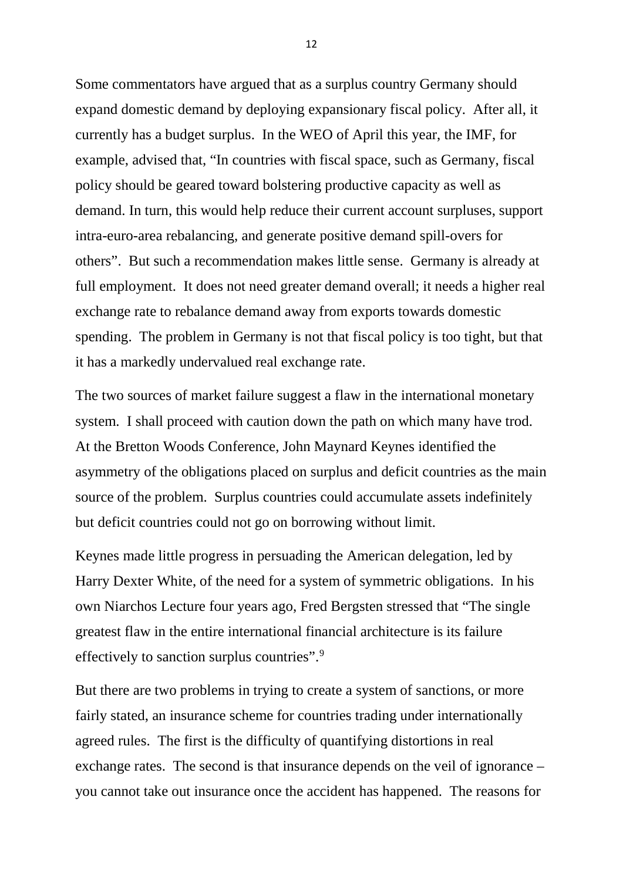Some commentators have argued that as a surplus country Germany should expand domestic demand by deploying expansionary fiscal policy. After all, it currently has a budget surplus. In the WEO of April this year, the IMF, for example, advised that, "In countries with fiscal space, such as Germany, fiscal policy should be geared toward bolstering productive capacity as well as demand. In turn, this would help reduce their current account surpluses, support intra-euro-area rebalancing, and generate positive demand spill-overs for others". But such a recommendation makes little sense. Germany is already at full employment. It does not need greater demand overall; it needs a higher real exchange rate to rebalance demand away from exports towards domestic spending. The problem in Germany is not that fiscal policy is too tight, but that it has a markedly undervalued real exchange rate.

The two sources of market failure suggest a flaw in the international monetary system. I shall proceed with caution down the path on which many have trod. At the Bretton Woods Conference, John Maynard Keynes identified the asymmetry of the obligations placed on surplus and deficit countries as the main source of the problem. Surplus countries could accumulate assets indefinitely but deficit countries could not go on borrowing without limit.

Keynes made little progress in persuading the American delegation, led by Harry Dexter White, of the need for a system of symmetric obligations. In his own Niarchos Lecture four years ago, Fred Bergsten stressed that "The single greatest flaw in the entire international financial architecture is its failure effectively to sanction surplus countries".[9]

But there are two problems in trying to create a system of sanctions, or more fairly stated, an insurance scheme for countries trading under internationally agreed rules. The first is the difficulty of quantifying distortions in real exchange rates. The second is that insurance depends on the veil of ignorance – you cannot take out insurance once the accident has happened. The reasons for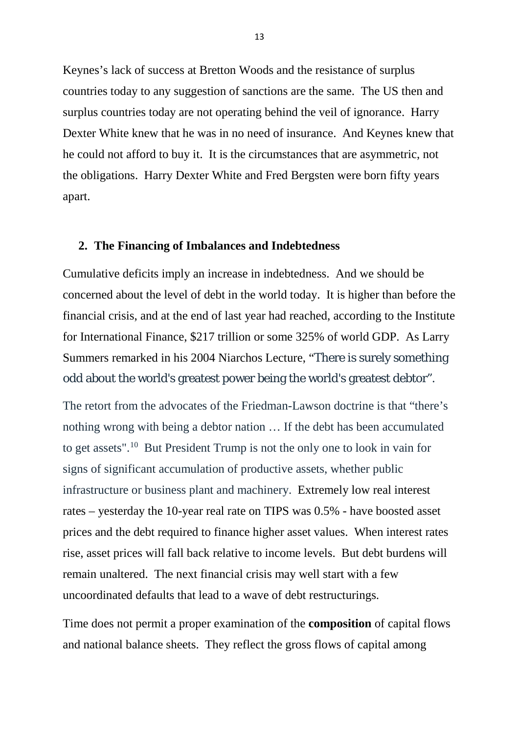Keynes's lack of success at Bretton Woods and the resistance of surplus countries today to any suggestion of sanctions are the same. The US then and surplus countries today are not operating behind the veil of ignorance. Harry Dexter White knew that he was in no need of insurance. And Keynes knew that he could not afford to buy it. It is the circumstances that are asymmetric, not the obligations. Harry Dexter White and Fred Bergsten were born fifty years apart.

## 2. The Financing of Imbalances and Indebtedness

Cumulative deficits imply an increase in indebtedness. And we should be concerned about the level of debt in the world today. It is higher than before the financial crisis, and at the end of last year had reached, according to the Institute for International Finance, \$217 trillion or some 325% of world GDP. As Larry Summers remarked in his 2004 Niarchos Lecture, "There is surely something odd about the world's greatest power being the world's greatest debtor".

The retort from the advocates of the Friedman-Lawson doctrine is that "there's nothing wrong with being a debtor nation … If the debt has been accumulated to get assets".[10] But President Trump is not the only one to look in vain for signs of significant accumulation of productive assets, whether public infrastructure or business plant and machinery. Extremely low real interest rates – yesterday the 10-year real rate on TIPS was 0.5% - have boosted asset prices and the debt required to finance higher asset values. When interest rates rise, asset prices will fall back relative to income levels. But debt burdens will remain unaltered. The next financial crisis may well start with a few uncoordinated defaults that lead to a wave of debt restructurings.

Time does not permit a proper examination of the **composition** of capital flows and national balance sheets. They reflect the gross flows of capital among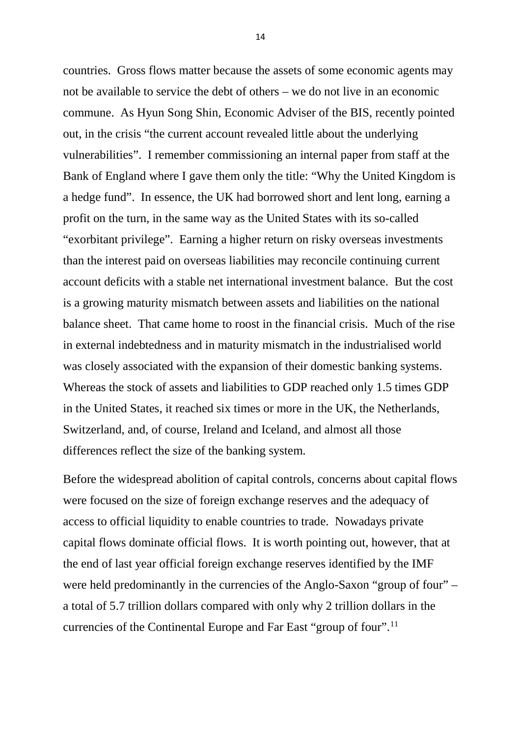countries. Gross flows matter because the assets of some economic agents may not be available to service the debt of others – we do not live in an economic commune. As Hyun Song Shin, Economic Adviser of the BIS, recently pointed out, in the crisis "the current account revealed little about the underlying vulnerabilities". I remember commissioning an internal paper from staff at the Bank of England where I gave them only the title: "Why the United Kingdom is a hedge fund". In essence, the UK had borrowed short and lent long, earning a profit on the turn, in the same way as the United States with its so-called "exorbitant privilege". Earning a higher return on risky overseas investments than the interest paid on overseas liabilities may reconcile continuing current account deficits with a stable net international investment balance. But the cost is a growing maturity mismatch between assets and liabilities on the national balance sheet. That came home to roost in the financial crisis. Much of the rise in external indebtedness and in maturity mismatch in the industrialised world was closely associated with the expansion of their domestic banking systems. Whereas the stock of assets and liabilities to GDP reached only 1.5 times GDP in the United States, it reached six times or more in the UK, the Netherlands, Switzerland, and, of course, Ireland and Iceland, and almost all those differences reflect the size of the banking system.

Before the widespread abolition of capital controls, concerns about capital flows were focused on the size of foreign exchange reserves and the adequacy of access to official liquidity to enable countries to trade. Nowadays private capital flows dominate official flows. It is worth pointing out, however, that at the end of last year official foreign exchange reserves identified by the IMF were held predominantly in the currencies of the Anglo-Saxon "group of four" – a total of 5.7 trillion dollars compared with only why 2 trillion dollars in the currencies of the Continental Europe and Far East "group of four".[11]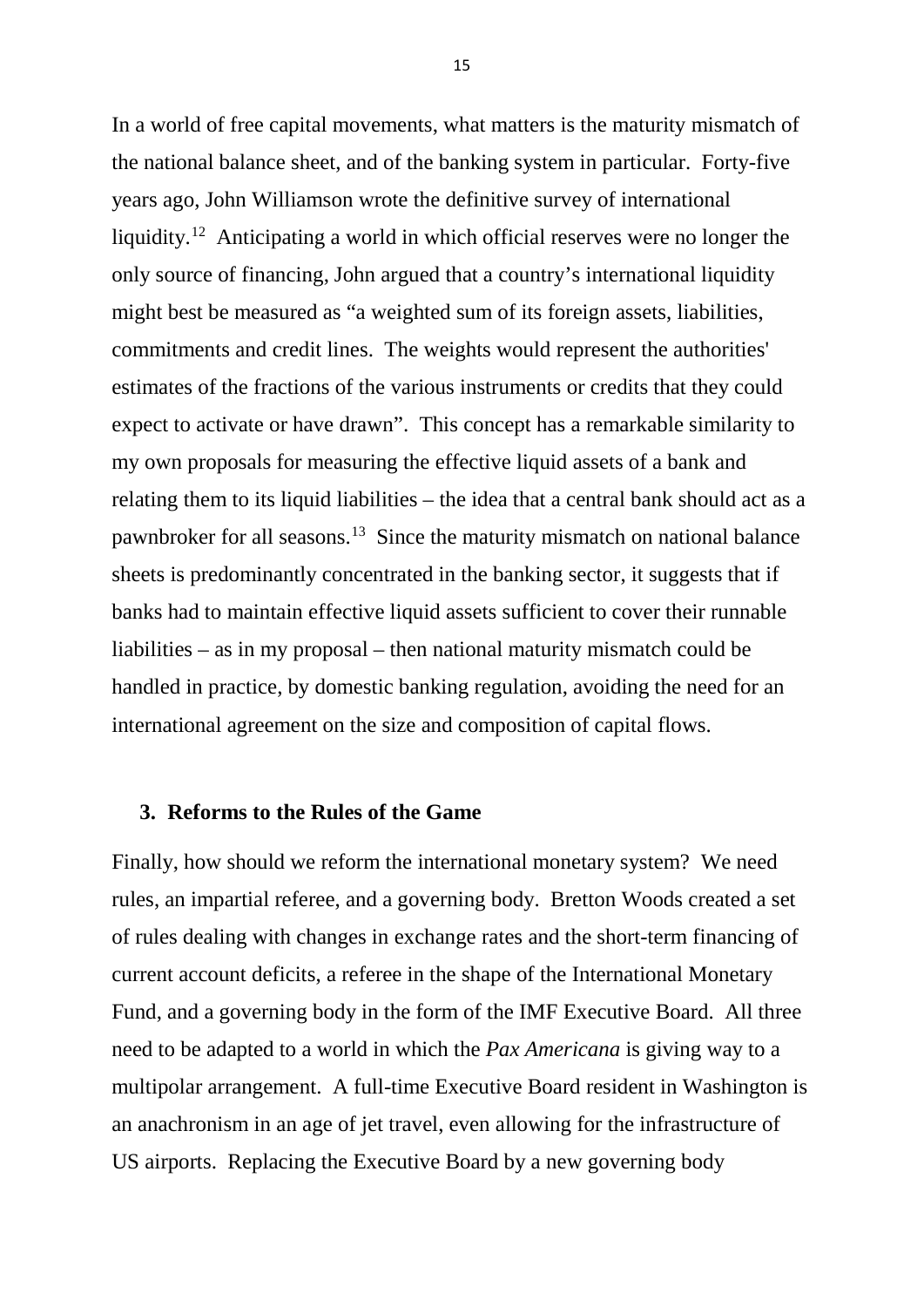In a world of free capital movements, what matters is the maturity mismatch of the national balance sheet, and of the banking system in particular. Forty-five years ago, John Williamson wrote the definitive survey of international liquidity.[12] Anticipating a world in which official reserves were no longer the only source of financing, John argued that a country's international liquidity might best be measured as "a weighted sum of its foreign assets, liabilities, commitments and credit lines. The weights would represent the authorities' estimates of the fractions of the various instruments or credits that they could expect to activate or have drawn". This concept has a remarkable similarity to my own proposals for measuring the effective liquid assets of a bank and relating them to its liquid liabilities – the idea that a central bank should act as a pawnbroker for all seasons.[13] Since the maturity mismatch on national balance sheets is predominantly concentrated in the banking sector, it suggests that if banks had to maintain effective liquid assets sufficient to cover their runnable liabilities – as in my proposal – then national maturity mismatch could be handled in practice, by domestic banking regulation, avoiding the need for an international agreement on the size and composition of capital flows.

## 3. Reforms to the Rules of the Game

Finally, how should we reform the international monetary system? We need rules, an impartial referee, and a governing body. Bretton Woods created a set of rules dealing with changes in exchange rates and the short-term financing of current account deficits, a referee in the shape of the International Monetary Fund, and a governing body in the form of the IMF Executive Board. All three need to be adapted to a world in which the *Pax Americana* is giving way to a multipolar arrangement. A full-time Executive Board resident in Washington is an anachronism in an age of jet travel, even allowing for the infrastructure of US airports. Replacing the Executive Board by a new governing body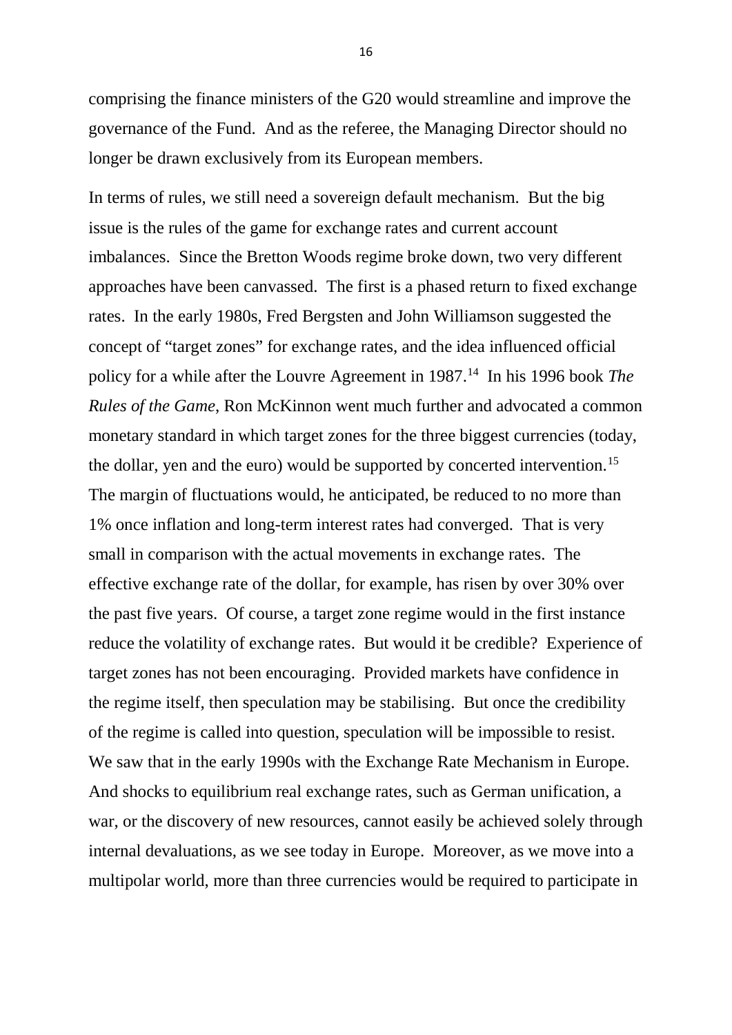comprising the finance ministers of the G20 would streamline and improve the governance of the Fund. And as the referee, the Managing Director should no longer be drawn exclusively from its European members.

In terms of rules, we still need a sovereign default mechanism. But the big issue is the rules of the game for exchange rates and current account imbalances. Since the Bretton Woods regime broke down, two very different approaches have been canvassed. The first is a phased return to fixed exchange rates. In the early 1980s, Fred Bergsten and John Williamson suggested the concept of "target zones" for exchange rates, and the idea influenced official policy for a while after the Louvre Agreement in 1987.[14] In his 1996 book *The Rules of the Game*, Ron McKinnon went much further and advocated a common monetary standard in which target zones for the three biggest currencies (today, the dollar, yen and the euro) would be supported by concerted intervention.[15] The margin of fluctuations would, he anticipated, be reduced to no more than 1% once inflation and long-term interest rates had converged. That is very small in comparison with the actual movements in exchange rates. The effective exchange rate of the dollar, for example, has risen by over 30% over the past five years. Of course, a target zone regime would in the first instance reduce the volatility of exchange rates. But would it be credible? Experience of target zones has not been encouraging. Provided markets have confidence in the regime itself, then speculation may be stabilising. But once the credibility of the regime is called into question, speculation will be impossible to resist. We saw that in the early 1990s with the Exchange Rate Mechanism in Europe. And shocks to equilibrium real exchange rates, such as German unification, a war, or the discovery of new resources, cannot easily be achieved solely through internal devaluations, as we see today in Europe. Moreover, as we move into a multipolar world, more than three currencies would be required to participate in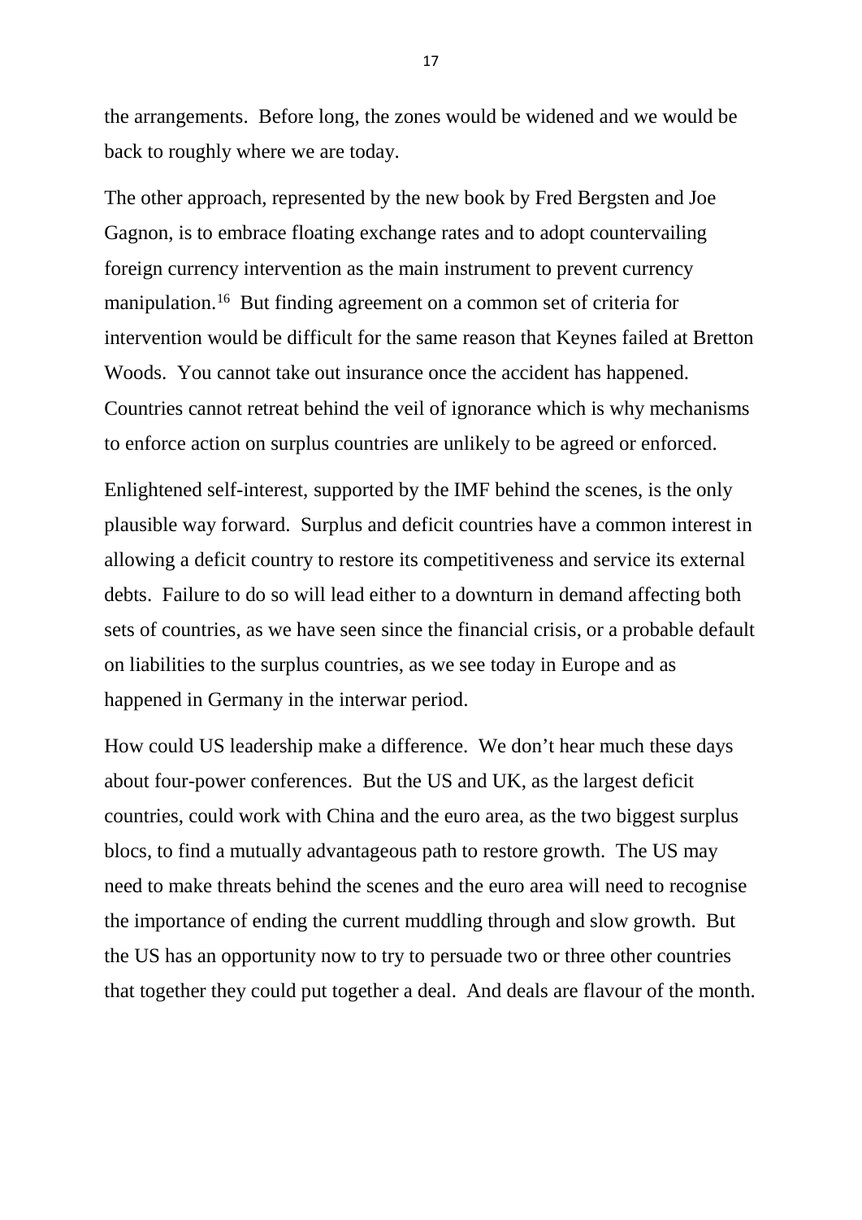the arrangements. Before long, the zones would be widened and we would be back to roughly where we are today.

The other approach, represented by the new book by Fred Bergsten and Joe Gagnon, is to embrace floating exchange rates and to adopt countervailing foreign currency intervention as the main instrument to prevent currency manipulation.[16] But finding agreement on a common set of criteria for intervention would be difficult for the same reason that Keynes failed at Bretton Woods. You cannot take out insurance once the accident has happened. Countries cannot retreat behind the veil of ignorance which is why mechanisms to enforce action on surplus countries are unlikely to be agreed or enforced.

Enlightened self-interest, supported by the IMF behind the scenes, is the only plausible way forward. Surplus and deficit countries have a common interest in allowing a deficit country to restore its competitiveness and service its external debts. Failure to do so will lead either to a downturn in demand affecting both sets of countries, as we have seen since the financial crisis, or a probable default on liabilities to the surplus countries, as we see today in Europe and as happened in Germany in the interwar period.

How could US leadership make a difference. We don't hear much these days about four-power conferences. But the US and UK, as the largest deficit countries, could work with China and the euro area, as the two biggest surplus blocs, to find a mutually advantageous path to restore growth. The US may need to make threats behind the scenes and the euro area will need to recognise the importance of ending the current muddling through and slow growth. But the US has an opportunity now to try to persuade two or three other countries that together they could put together a deal. And deals are flavour of the month.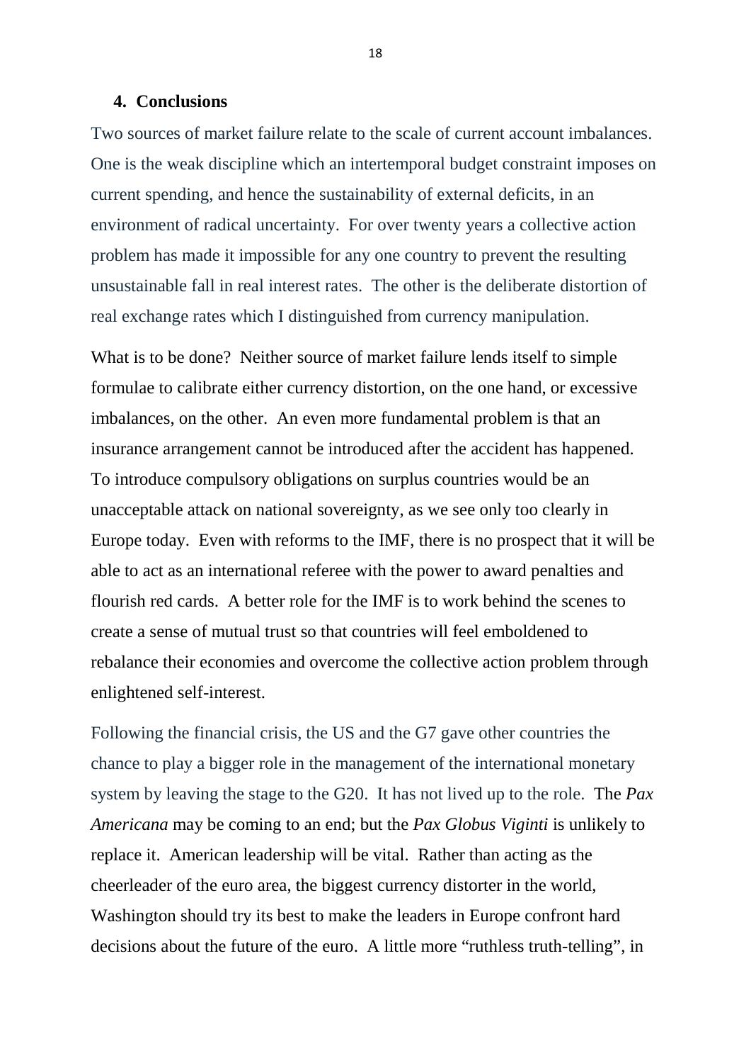## 4. Conclusions

Two sources of market failure relate to the scale of current account imbalances. One is the weak discipline which an intertemporal budget constraint imposes on current spending, and hence the sustainability of external deficits, in an environment of radical uncertainty. For over twenty years a collective action problem has made it impossible for any one country to prevent the resulting unsustainable fall in real interest rates. The other is the deliberate distortion of real exchange rates which I distinguished from currency manipulation.

What is to be done? Neither source of market failure lends itself to simple formulae to calibrate either currency distortion, on the one hand, or excessive imbalances, on the other. An even more fundamental problem is that an insurance arrangement cannot be introduced after the accident has happened. To introduce compulsory obligations on surplus countries would be an unacceptable attack on national sovereignty, as we see only too clearly in Europe today. Even with reforms to the IMF, there is no prospect that it will be able to act as an international referee with the power to award penalties and flourish red cards. A better role for the IMF is to work behind the scenes to create a sense of mutual trust so that countries will feel emboldened to rebalance their economies and overcome the collective action problem through enlightened self-interest.

Following the financial crisis, the US and the G7 gave other countries the chance to play a bigger role in the management of the international monetary system by leaving the stage to the G20. It has not lived up to the role. The *Pax Americana* may be coming to an end; but the *Pax Globus Viginti* is unlikely to replace it. American leadership will be vital. Rather than acting as the cheerleader of the euro area, the biggest currency distorter in the world, Washington should try its best to make the leaders in Europe confront hard decisions about the future of the euro. A little more "ruthless truth-telling", in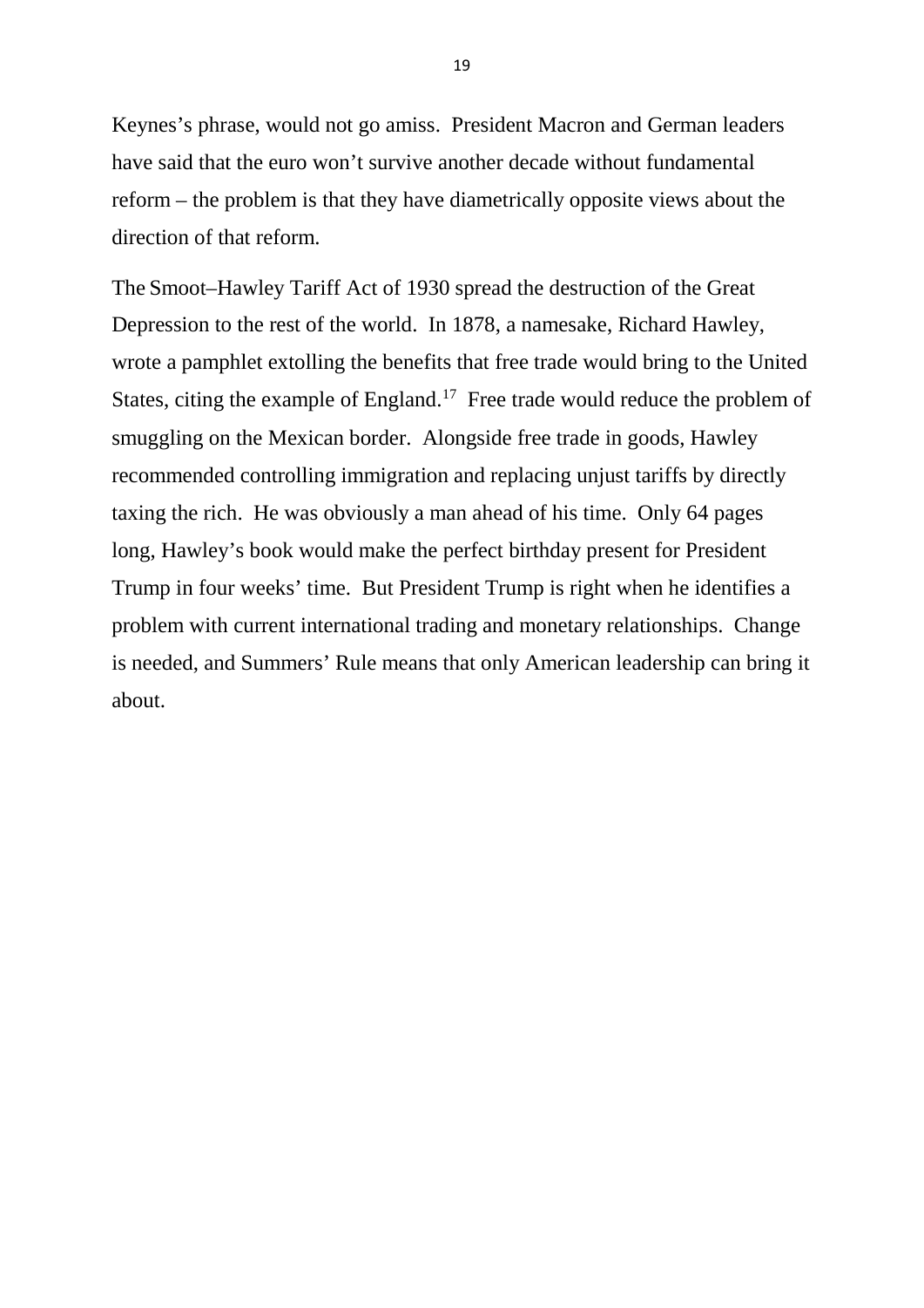Keynes's phrase, would not go amiss. President Macron and German leaders have said that the euro won't survive another decade without fundamental reform – the problem is that they have diametrically opposite views about the direction of that reform.

The Smoot–Hawley Tariff Act of 1930 spread the destruction of the Great Depression to the rest of the world. In 1878, a namesake, Richard Hawley, wrote a pamphlet extolling the benefits that free trade would bring to the United States, citing the example of England.[17] Free trade would reduce the problem of smuggling on the Mexican border. Alongside free trade in goods, Hawley recommended controlling immigration and replacing unjust tariffs by directly taxing the rich. He was obviously a man ahead of his time. Only 64 pages long, Hawley's book would make the perfect birthday present for President Trump in four weeks' time. But President Trump is right when he identifies a problem with current international trading and monetary relationships. Change is needed, and Summers' Rule means that only American leadership can bring it about.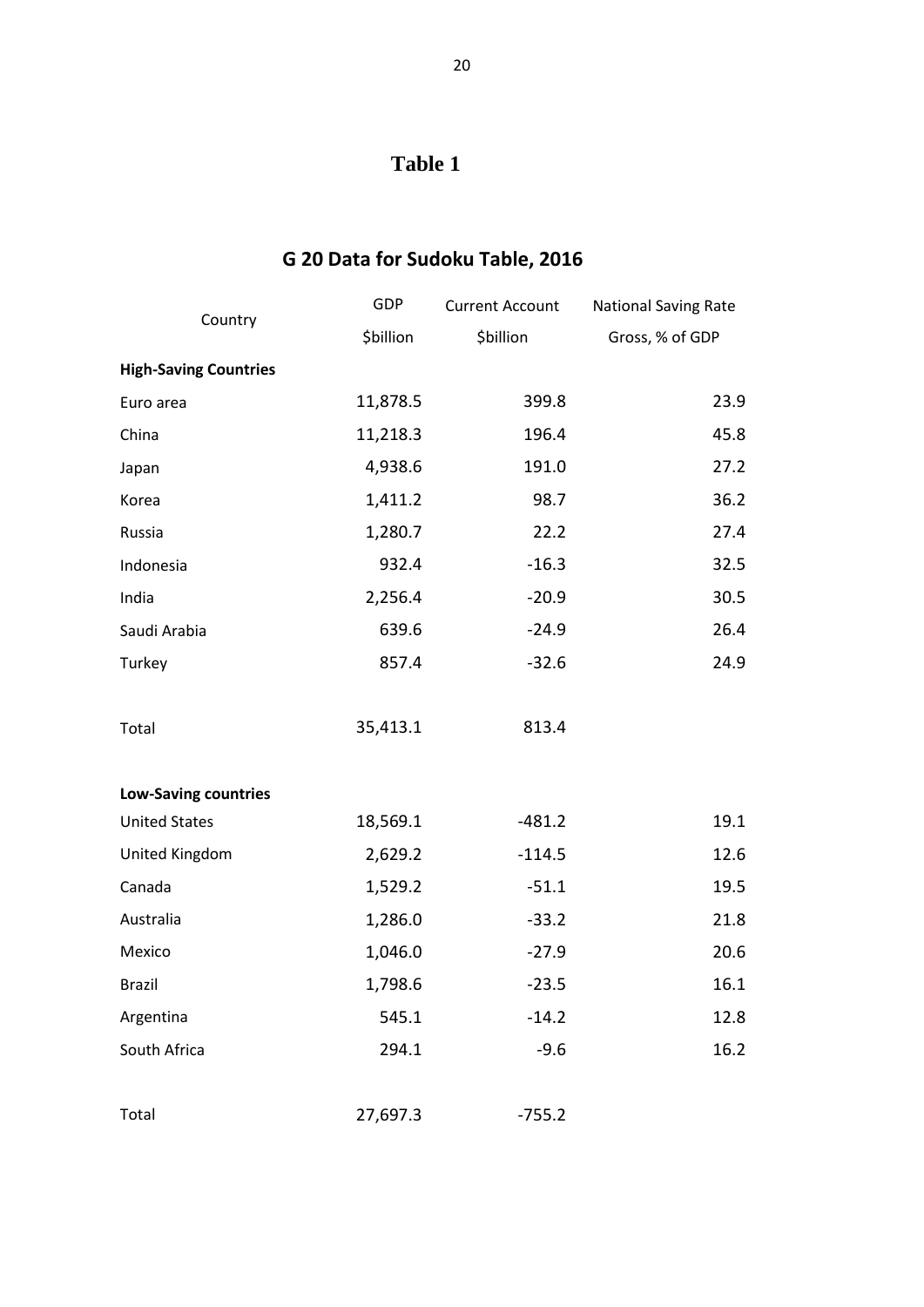# Table 1

## G 20 Data for Sudoku Table, 2016

| Country | GDP<br>$billion | Current Account<br>$billion | National Saving Rate<br>Gross, % of GDP |
|---|---|---|---|
| **High-Saving Countries** | | | |
| Euro area | 11,878.5 | 399.8 | 23.9 |
| China | 11,218.3 | 196.4 | 45.8 |
| Japan | 4,938.6 | 191.0 | 27.2 |
| Korea | 1,411.2 | 98.7 | 36.2 |
| Russia | 1,280.7 | 22.2 | 27.4 |
| Indonesia | 932.4 | -16.3 | 32.5 |
| India | 2,256.4 | -20.9 | 30.5 |
| Saudi Arabia | 639.6 | -24.9 | 26.4 |
| Turkey | 857.4 | -32.6 | 24.9 |
| Total | 35,413.1 | 813.4 | |
| **Low-Saving countries** | | | |
| United States | 18,569.1 | -481.2 | 19.1 |
| United Kingdom | 2,629.2 | -114.5 | 12.6 |
| Canada | 1,529.2 | -51.1 | 19.5 |
| Australia | 1,286.0 | -33.2 | 21.8 |
| Mexico | 1,046.0 | -27.9 | 20.6 |
| Brazil | 1,798.6 | -23.5 | 16.1 |
| Argentina | 545.1 | -14.2 | 12.8 |
| South Africa | 294.1 | -9.6 | 16.2 |
| Total | 27,697.3 | -755.2 | |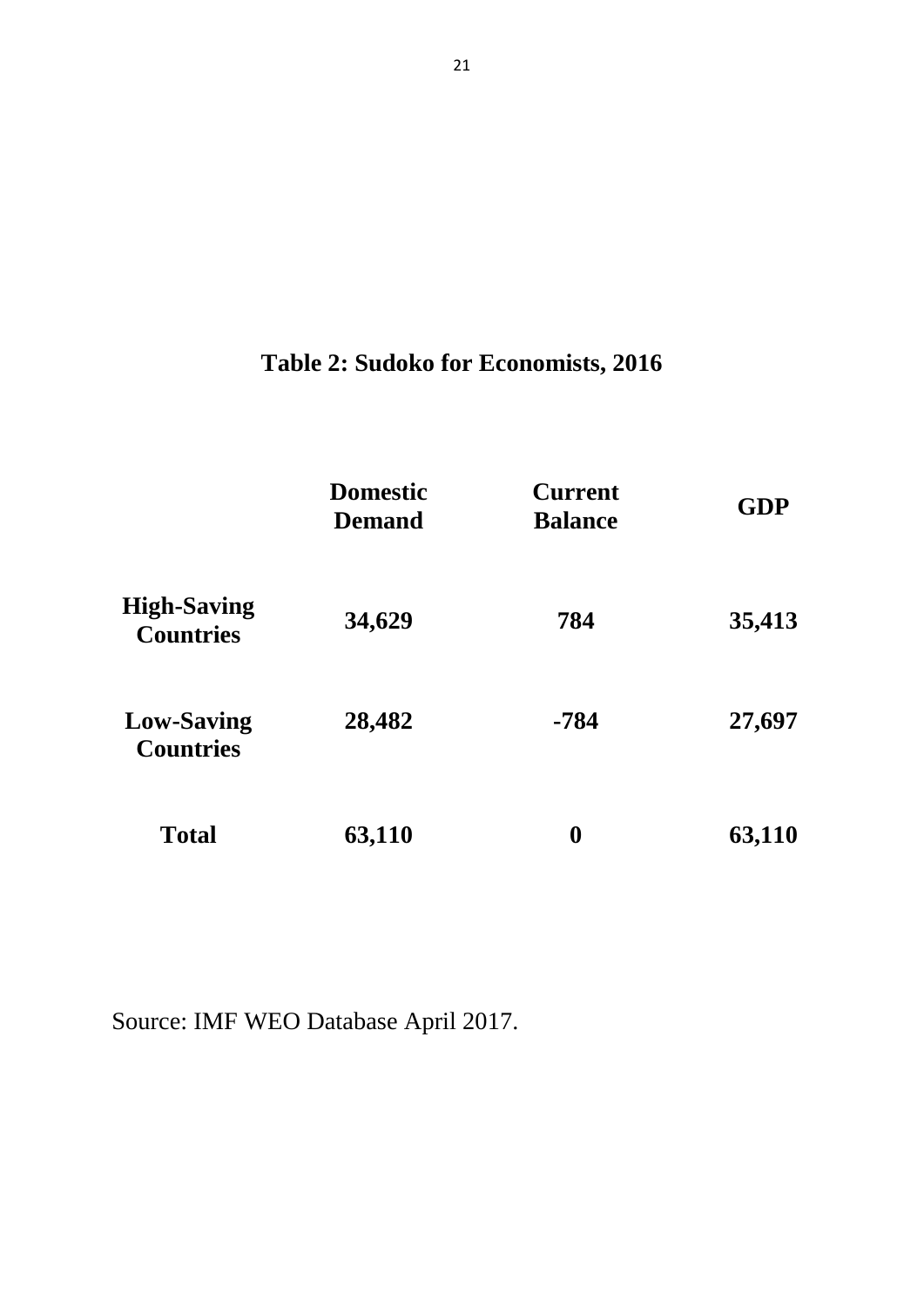**Table 2: Sudoko for Economists, 2016**

| | Domestic Demand | Current Balance | GDP |
|---|---|---|---|
| **High-Saving Countries** | **34,629** | **784** | **35,413** |
| **Low-Saving Countries** | **28,482** | **-784** | **27,697** |
| **Total** | **63,110** | **0** | **63,110** |

Source: IMF WEO Database April 2017.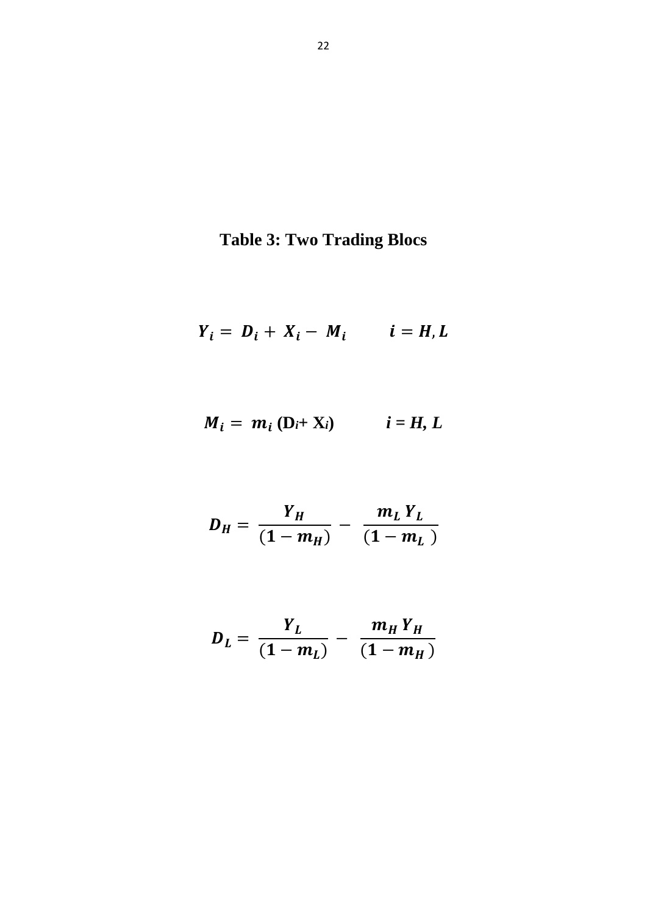**Table 3: Two Trading Blocs**

$$Y_i = D_i + X_i - M_i \qquad i = H, L$$

$$M_i = m_i (D_i + X_i) \qquad i = H, L$$

$$D_H = \frac{Y_H}{(1 - m_H)} - \frac{m_L Y_L}{(1 - m_L)}$$

$$D_L = \frac{Y_L}{(1 - m_L)} - \frac{m_H Y_H}{(1 - m_H)}$$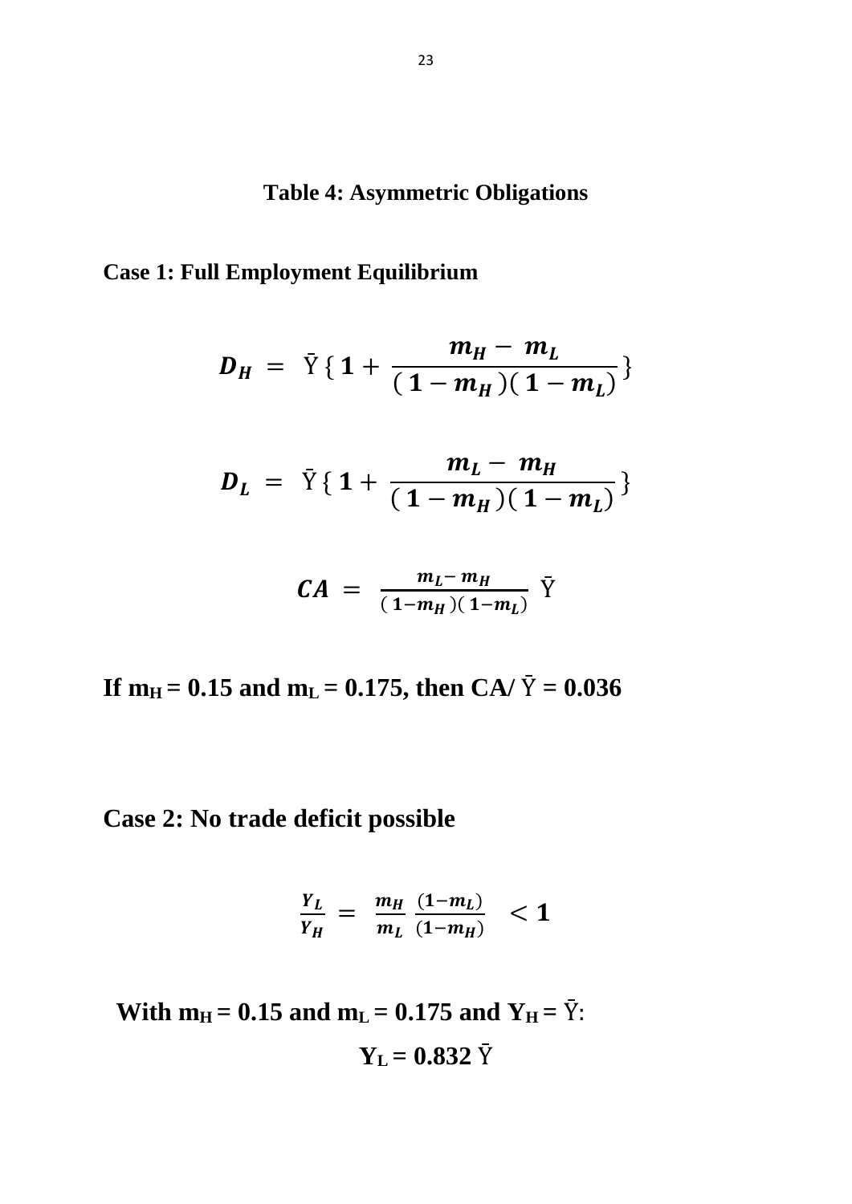**Table 4: Asymmetric Obligations**

**Case 1: Full Employment Equilibrium**

$$D_H = \bar{Y}\{\, 1 + \frac{m_H - m_L}{(1 - m_H)(1 - m_L)}\}$$

$$D_L = \bar{Y}\{\, 1 + \frac{m_L - m_H}{(1 - m_H)(1 - m_L)}\}$$

$$CA = \frac{m_L - m_H}{(1 - m_H)(1 - m_L)}\ \bar{Y}$$

**If $m_H = 0.15$ and $m_L = 0.175$, then $CA/\bar{Y} = 0.036$**

**Case 2: No trade deficit possible**

$$\frac{Y_L}{Y_H} = \frac{m_H}{m_L}\frac{(1 - m_L)}{(1 - m_H)} < 1$$

**With $m_H = 0.15$ and $m_L = 0.175$ and $Y_H = \bar{Y}$:**

**$Y_L = 0.832\ \bar{Y}$**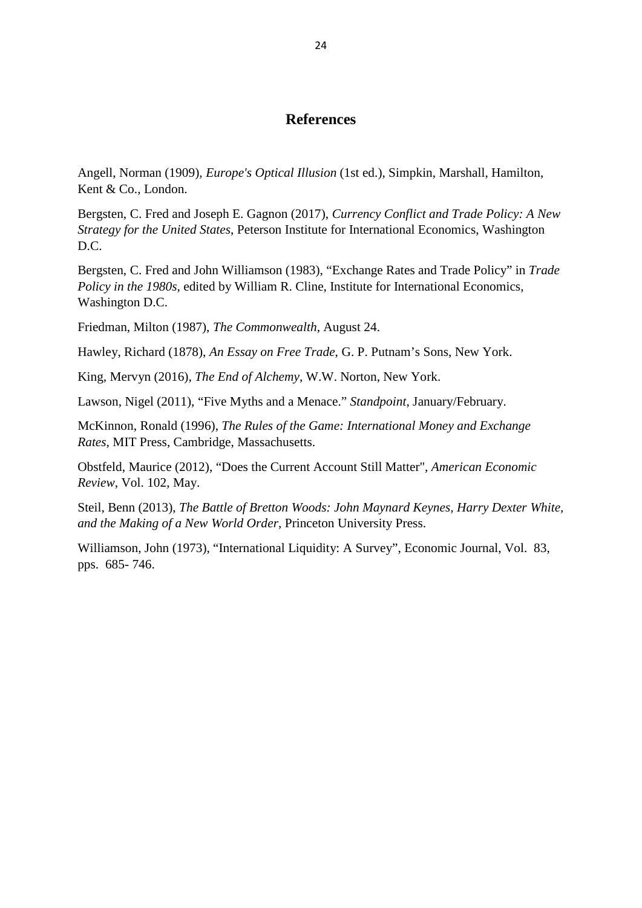## References

Angell, Norman (1909), *Europe's Optical Illusion* (1st ed.), Simpkin, Marshall, Hamilton, Kent & Co., London.

Bergsten, C. Fred and Joseph E. Gagnon (2017), *Currency Conflict and Trade Policy: A New Strategy for the United States*, Peterson Institute for International Economics, Washington D.C.

Bergsten, C. Fred and John Williamson (1983), "Exchange Rates and Trade Policy" in *Trade Policy in the 1980s*, edited by William R. Cline, Institute for International Economics, Washington D.C.

Friedman, Milton (1987), *The Commonwealth*, August 24.

Hawley, Richard (1878), *An Essay on Free Trade*, G. P. Putnam's Sons, New York.

King, Mervyn (2016), *The End of Alchemy*, W.W. Norton, New York.

Lawson, Nigel (2011), "Five Myths and a Menace." *Standpoint*, January/February.

McKinnon, Ronald (1996), *The Rules of the Game: International Money and Exchange Rates*, MIT Press, Cambridge, Massachusetts.

Obstfeld, Maurice (2012), "Does the Current Account Still Matter", *American Economic Review*, Vol. 102, May.

Steil, Benn (2013), *The Battle of Bretton Woods: John Maynard Keynes, Harry Dexter White, and the Making of a New World Order*, Princeton University Press.

Williamson, John (1973), "International Liquidity: A Survey", Economic Journal, Vol. 83, pps. 685- 746.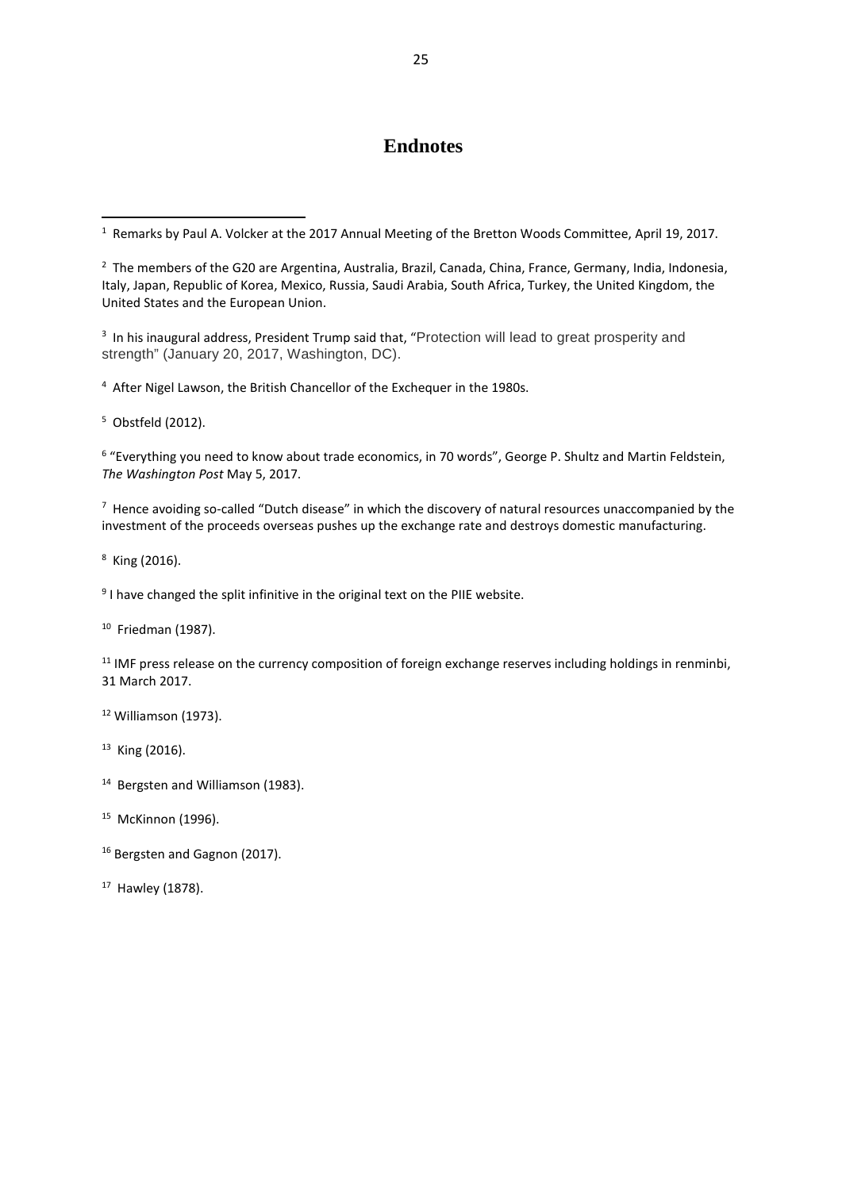# Endnotes

[1] Remarks by Paul A. Volcker at the 2017 Annual Meeting of the Bretton Woods Committee, April 19, 2017.

[2] The members of the G20 are Argentina, Australia, Brazil, Canada, China, France, Germany, India, Indonesia, Italy, Japan, Republic of Korea, Mexico, Russia, Saudi Arabia, South Africa, Turkey, the United Kingdom, the United States and the European Union.

[3] In his inaugural address, President Trump said that, "Protection will lead to great prosperity and strength" (January 20, 2017, Washington, DC).

[4] After Nigel Lawson, the British Chancellor of the Exchequer in the 1980s.

[5] Obstfeld (2012).

[6] "Everything you need to know about trade economics, in 70 words", George P. Shultz and Martin Feldstein, *The Washington Post* May 5, 2017.

[7] Hence avoiding so-called "Dutch disease" in which the discovery of natural resources unaccompanied by the investment of the proceeds overseas pushes up the exchange rate and destroys domestic manufacturing.

[8] King (2016).

[9] I have changed the split infinitive in the original text on the PIIE website.

[10] Friedman (1987).

[11] IMF press release on the currency composition of foreign exchange reserves including holdings in renminbi, 31 March 2017.

[12] Williamson (1973).

[13] King (2016).

[14] Bergsten and Williamson (1983).

[15] McKinnon (1996).

[16] Bergsten and Gagnon (2017).

[17] Hawley (1878).